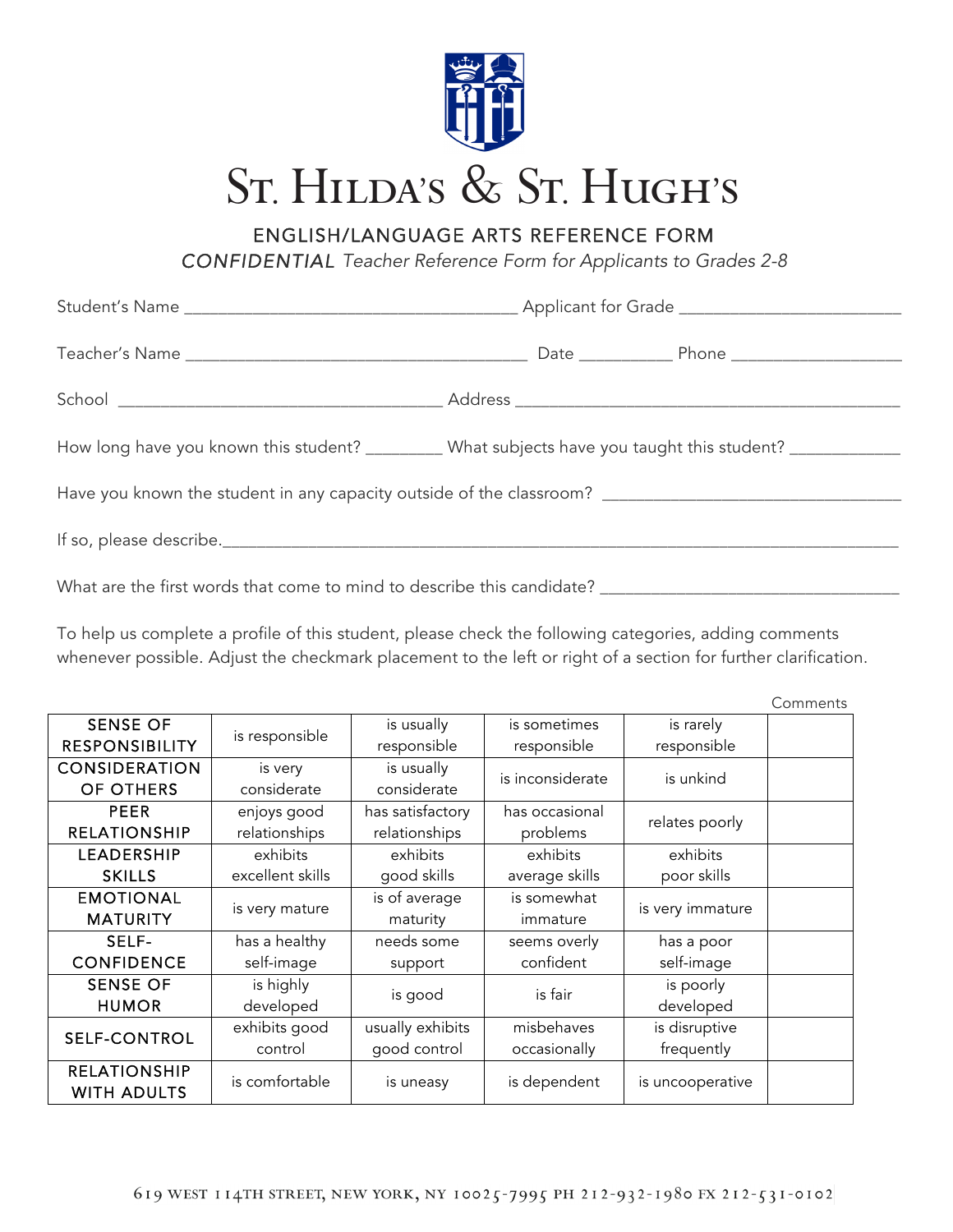# St. Hilda's & St. Hugh's

## ENGLISH/LANGUAGE ARTS REFERENCE FORM

*CONFIDENTIAL Teacher Reference Form for Applicants to Grades 2-8*

Student's Name ____________________________________ Applicant for Grade ________________________

Teacher's Name _____________________________________ Date __________ Phone ___________________

School ___________________________________ Address ___________________________________________

How long have you known this student? ________ What subjects have you taught this student? ____________

Have you known the student in any capacity outside of the classroom? ________________________________

If so, please describe.___________________________________________________________________________

What are the first words that come to mind to describe this candidate? _________________________________

To help us complete a profile of this student, please check the following categories, adding comments whenever possible. Adjust the checkmark placement to the left or right of a section for further clarification.

| | | | | | Comments |
|---|---|---|---|---|---|
| SENSE OF RESPONSIBILITY | is responsible | is usually responsible | is sometimes responsible | is rarely responsible | |
| CONSIDERATION OF OTHERS | is very considerate | is usually considerate | is inconsiderate | is unkind | |
| PEER RELATIONSHIP | enjoys good relationships | has satisfactory relationships | has occasional problems | relates poorly | |
| LEADERSHIP SKILLS | exhibits excellent skills | exhibits good skills | exhibits average skills | exhibits poor skills | |
| EMOTIONAL MATURITY | is very mature | is of average maturity | is somewhat immature | is very immature | |
| SELF-CONFIDENCE | has a healthy self-image | needs some support | seems overly confident | has a poor self-image | |
| SENSE OF HUMOR | is highly developed | is good | is fair | is poorly developed | |
| SELF-CONTROL | exhibits good control | usually exhibits good control | misbehaves occasionally | is disruptive frequently | |
| RELATIONSHIP WITH ADULTS | is comfortable | is uneasy | is dependent | is uncooperative | |

619 WEST 114TH STREET, NEW YORK, NY 10025-7995 PH 212-932-1980 FX 212-531-0102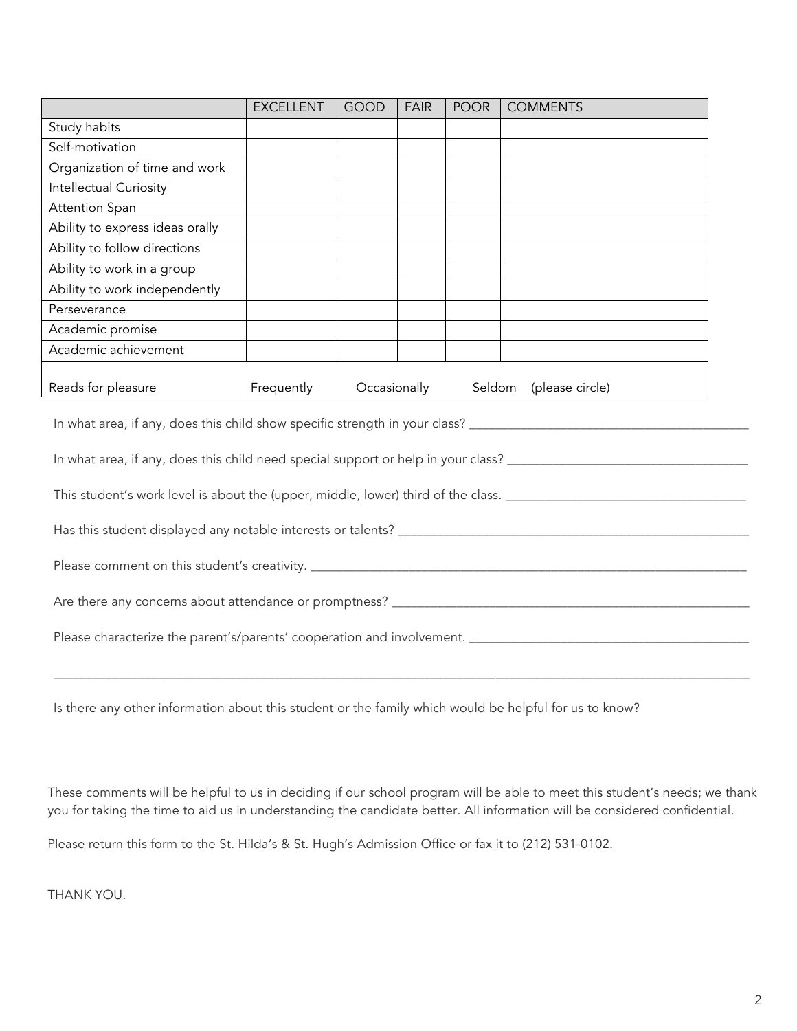| | EXCELLENT | GOOD | FAIR | POOR | COMMENTS |
|---|---|---|---|---|---|
| Study habits | | | | | |
| Self-motivation | | | | | |
| Organization of time and work | | | | | |
| Intellectual Curiosity | | | | | |
| Attention Span | | | | | |
| Ability to express ideas orally | | | | | |
| Ability to follow directions | | | | | |
| Ability to work in a group | | | | | |
| Ability to work independently | | | | | |
| Perseverance | | | | | |
| Academic promise | | | | | |
| Academic achievement | | | | | |
| Reads for pleasure | Frequently | Occasionally | | Seldom | (please circle) |

In what area, if any, does this child show specific strength in your class? ___________________________________________

In what area, if any, does this child need special support or help in your class? _____________________________________

This student's work level is about the (upper, middle, lower) third of the class. _____________________________________

Has this student displayed any notable interests or talents? ______________________________________________________

Please comment on this student's creativity. __________________________________________________________________

Are there any concerns about attendance or promptness? ________________________________________________________

Please characterize the parent's/parents' cooperation and involvement. ___________________________________________

_____________________________________________________________________________________________________

Is there any other information about this student or the family which would be helpful for us to know?

These comments will be helpful to us in deciding if our school program will be able to meet this student's needs; we thank you for taking the time to aid us in understanding the candidate better. All information will be considered confidential.

Please return this form to the St. Hilda's & St. Hugh's Admission Office or fax it to (212) 531-0102.

THANK YOU.